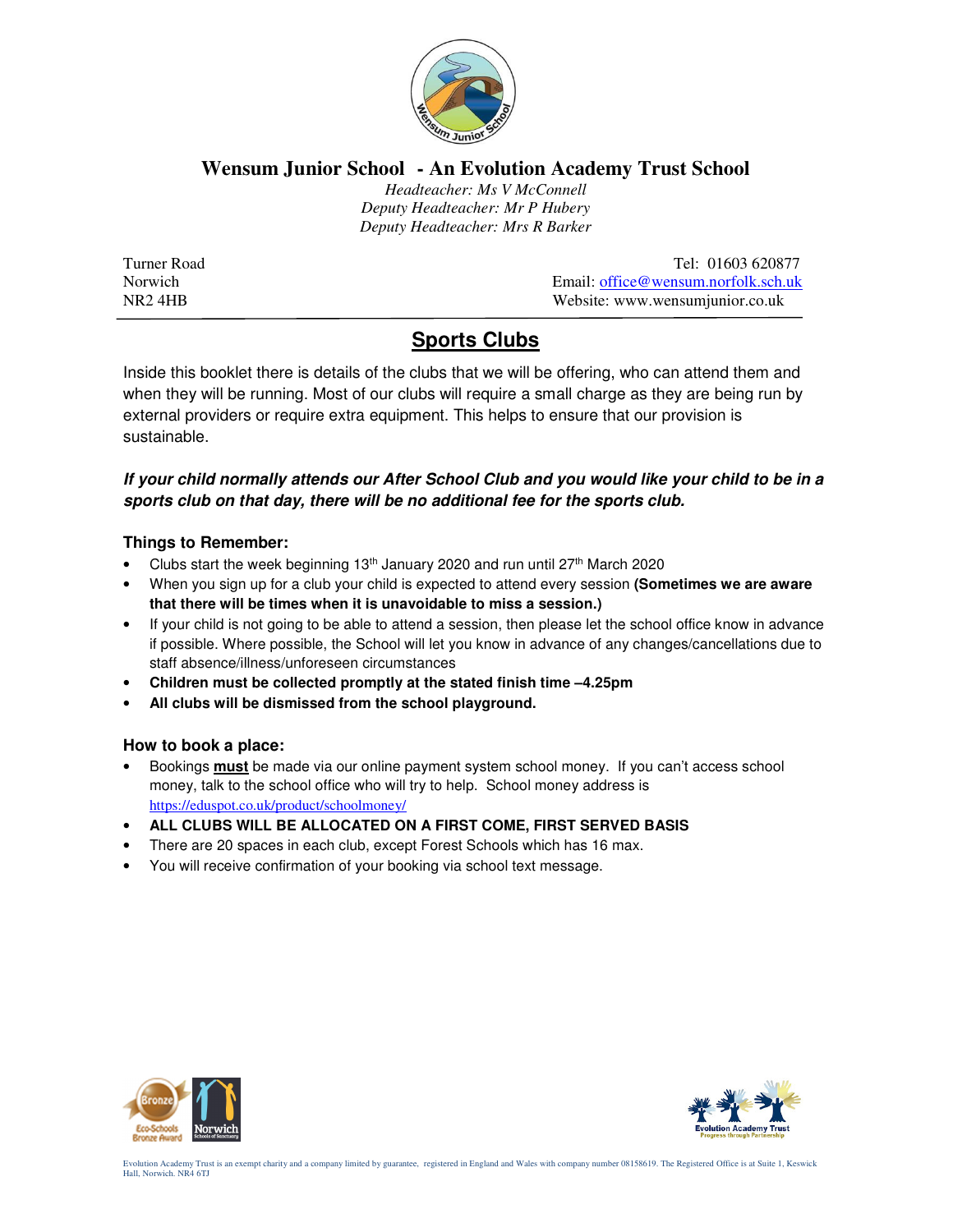# Wensum Junior School - An Evolution Academy Trust School

*Headteacher: Ms V McConnell*
*Deputy Headteacher: Mr P Hubery*
*Deputy Headteacher: Mrs R Barker*

Turner Road
Norwich
NR2 4HB

Tel: 01603 620877
Email: office@wensum.norfolk.sch.uk
Website: www.wensumjunior.co.uk

## Sports Clubs

Inside this booklet there is details of the clubs that we will be offering, who can attend them and when they will be running. Most of our clubs will require a small charge as they are being run by external providers or require extra equipment. This helps to ensure that our provision is sustainable.

***If your child normally attends our After School Club and you would like your child to be in a sports club on that day, there will be no additional fee for the sports club.***

### Things to Remember:

- Clubs start the week beginning 13th January 2020 and run until 27th March 2020
- When you sign up for a club your child is expected to attend every session **(Sometimes we are aware that there will be times when it is unavoidable to miss a session.)**
- If your child is not going to be able to attend a session, then please let the school office know in advance if possible. Where possible, the School will let you know in advance of any changes/cancellations due to staff absence/illness/unforeseen circumstances
- **Children must be collected promptly at the stated finish time –4.25pm**
- **All clubs will be dismissed from the school playground.**

### How to book a place:

- Bookings **must** be made via our online payment system school money. If you can't access school money, talk to the school office who will try to help. School money address is https://eduspot.co.uk/product/schoolmoney/
- **ALL CLUBS WILL BE ALLOCATED ON A FIRST COME, FIRST SERVED BASIS**
- There are 20 spaces in each club, except Forest Schools which has 16 max.
- You will receive confirmation of your booking via school text message.

Evolution Academy Trust is an exempt charity and a company limited by guarantee, registered in England and Wales with company number 08158619. The Registered Office is at Suite 1, Keswick Hall, Norwich. NR4 6TJ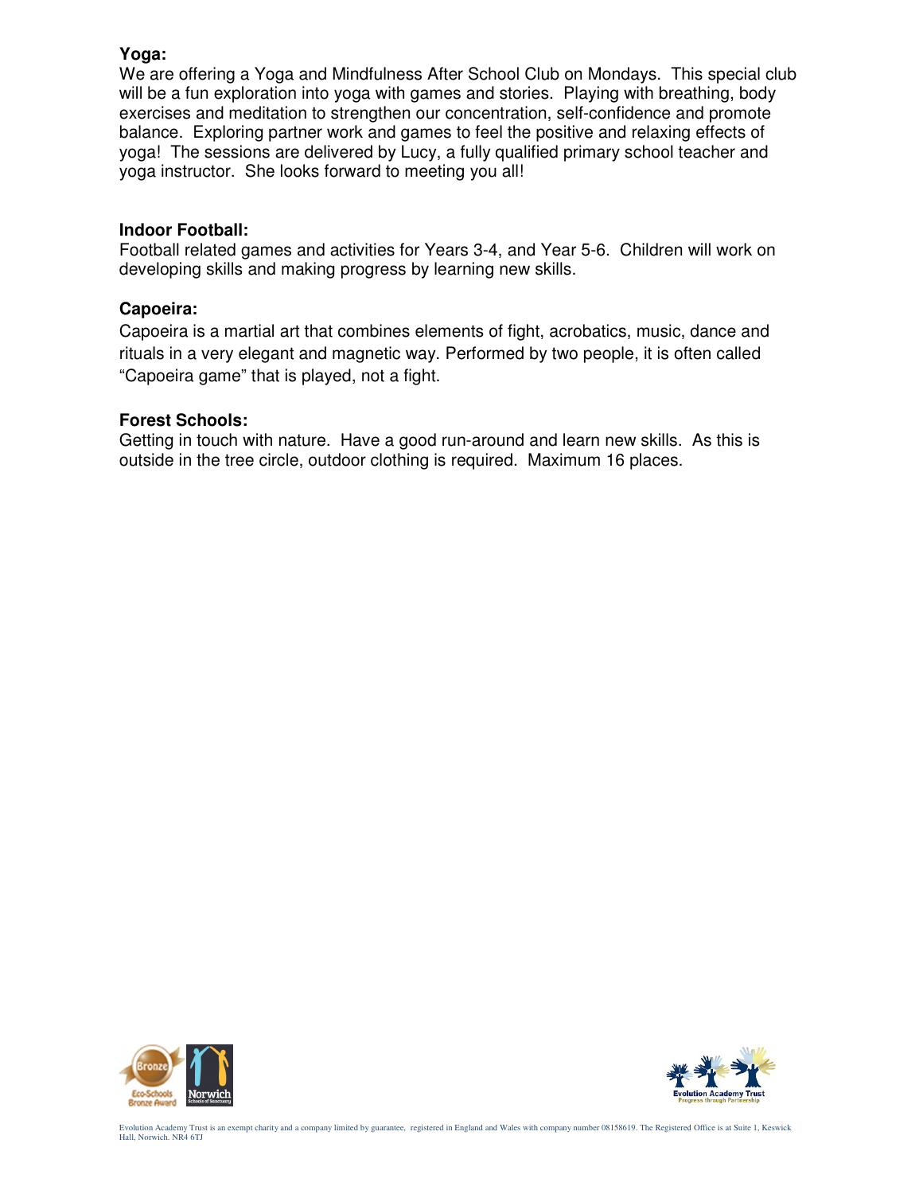**Yoga:**

We are offering a Yoga and Mindfulness After School Club on Mondays. This special club will be a fun exploration into yoga with games and stories. Playing with breathing, body exercises and meditation to strengthen our concentration, self-confidence and promote balance. Exploring partner work and games to feel the positive and relaxing effects of yoga! The sessions are delivered by Lucy, a fully qualified primary school teacher and yoga instructor. She looks forward to meeting you all!

**Indoor Football:**

Football related games and activities for Years 3-4, and Year 5-6. Children will work on developing skills and making progress by learning new skills.

**Capoeira:**

Capoeira is a martial art that combines elements of fight, acrobatics, music, dance and rituals in a very elegant and magnetic way. Performed by two people, it is often called "Capoeira game" that is played, not a fight.

**Forest Schools:**

Getting in touch with nature. Have a good run-around and learn new skills. As this is outside in the tree circle, outdoor clothing is required. Maximum 16 places.

Evolution Academy Trust is an exempt charity and a company limited by guarantee, registered in England and Wales with company number 08158619. The Registered Office is at Suite 1, Keswick Hall, Norwich. NR4 6TJ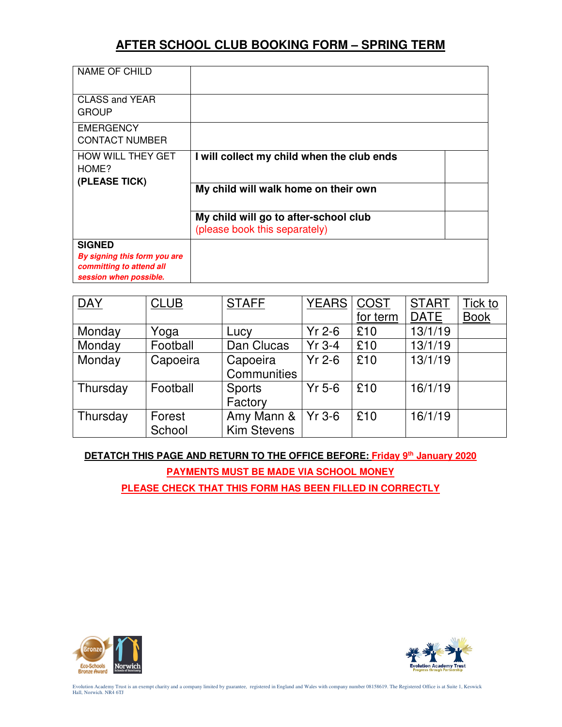# AFTER SCHOOL CLUB BOOKING FORM – SPRING TERM

| | | |
|---|---|---|
| NAME OF CHILD | | |
| CLASS and YEAR GROUP | | |
| EMERGENCY CONTACT NUMBER | | |
| HOW WILL THEY GET HOME? **(PLEASE TICK)** | **I will collect my child when the club ends** | |
| | **My child will walk home on their own** | |
| | **My child will go to after-school club** (please book this separately) | |
| **SIGNED** ***By signing this form you are committing to attend all session when possible.*** | | |

| DAY | CLUB | STAFF | YEARS | COST for term | START DATE | Tick to Book |
|---|---|---|---|---|---|---|
| Monday | Yoga | Lucy | Yr 2-6 | £10 | 13/1/19 | |
| Monday | Football | Dan Clucas | Yr 3-4 | £10 | 13/1/19 | |
| Monday | Capoeira | Capoeira Communities | Yr 2-6 | £10 | 13/1/19 | |
| Thursday | Football | Sports Factory | Yr 5-6 | £10 | 16/1/19 | |
| Thursday | Forest School | Amy Mann & Kim Stevens | Yr 3-6 | £10 | 16/1/19 | |

**DETATCH THIS PAGE AND RETURN TO THE OFFICE BEFORE: Friday 9th January 2020**

**PAYMENTS MUST BE MADE VIA SCHOOL MONEY**

**PLEASE CHECK THAT THIS FORM HAS BEEN FILLED IN CORRECTLY**

Evolution Academy Trust is an exempt charity and a company limited by guarantee, registered in England and Wales with company number 08158619. The Registered Office is at Suite 1, Keswick Hall, Norwich. NR4 6TJ